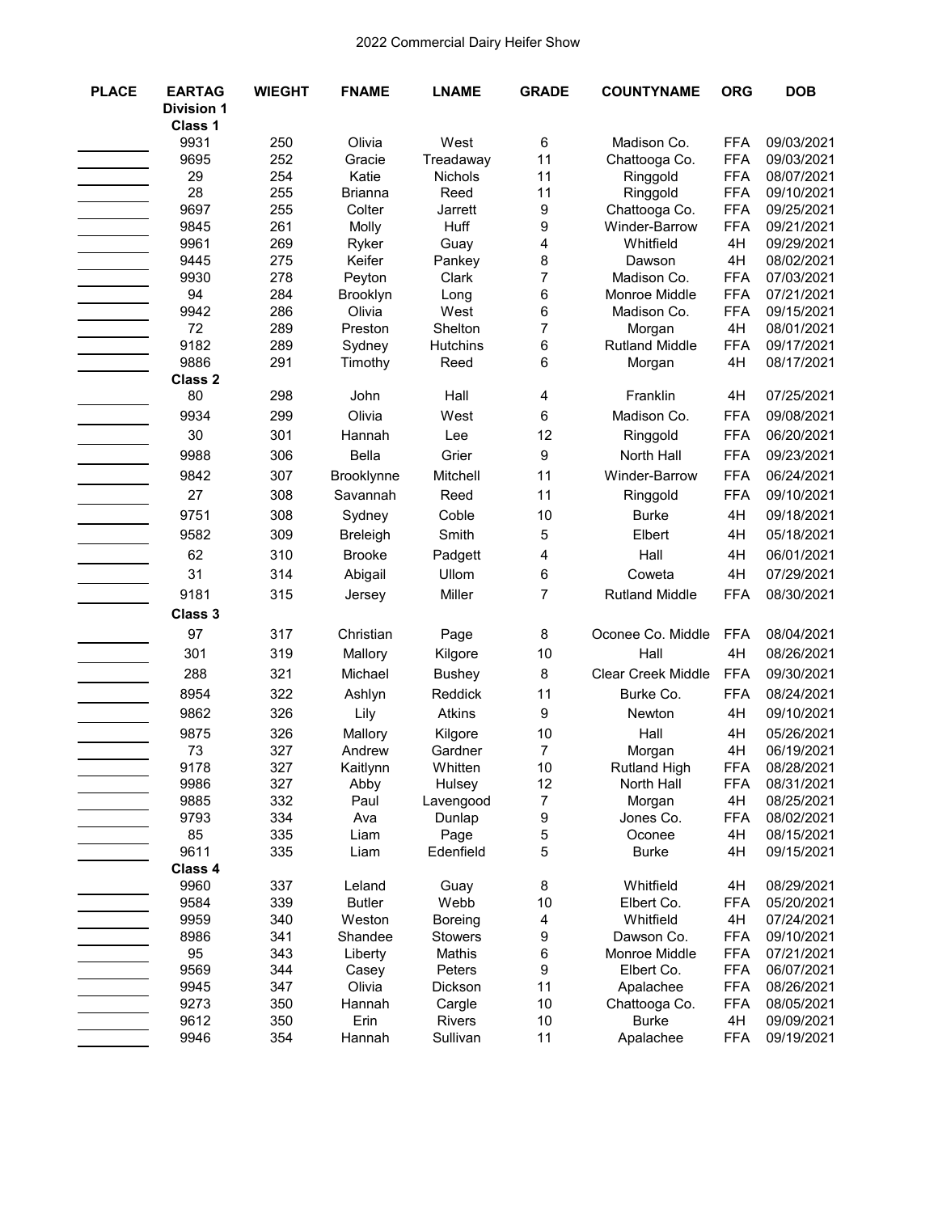# 2022 Commercial Dairy Heifer Show

| PLACE | EARTAG | WIEGHT | FNAME | LNAME | GRADE | COUNTYNAME | ORG | DOB |
|---|---|---|---|---|---|---|---|---|
| | **Division 1** | | | | | | | |
| | **Class 1** | | | | | | | |
| | 9931 | 250 | Olivia | West | 6 | Madison Co. | FFA | 09/03/2021 |
| | 9695 | 252 | Gracie | Treadaway | 11 | Chattooga Co. | FFA | 09/03/2021 |
| | 29 | 254 | Katie | Nichols | 11 | Ringgold | FFA | 08/07/2021 |
| | 28 | 255 | Brianna | Reed | 11 | Ringgold | FFA | 09/10/2021 |
| | 9697 | 255 | Colter | Jarrett | 9 | Chattooga Co. | FFA | 09/25/2021 |
| | 9845 | 261 | Molly | Huff | 9 | Winder-Barrow | FFA | 09/21/2021 |
| | 9961 | 269 | Ryker | Guay | 4 | Whitfield | 4H | 09/29/2021 |
| | 9445 | 275 | Keifer | Pankey | 8 | Dawson | 4H | 08/02/2021 |
| | 9930 | 278 | Peyton | Clark | 7 | Madison Co. | FFA | 07/03/2021 |
| | 94 | 284 | Brooklyn | Long | 6 | Monroe Middle | FFA | 07/21/2021 |
| | 9942 | 286 | Olivia | West | 6 | Madison Co. | FFA | 09/15/2021 |
| | 72 | 289 | Preston | Shelton | 7 | Morgan | 4H | 08/01/2021 |
| | 9182 | 289 | Sydney | Hutchins | 6 | Rutland Middle | FFA | 09/17/2021 |
| | 9886 | 291 | Timothy | Reed | 6 | Morgan | 4H | 08/17/2021 |
| | **Class 2** | | | | | | | |
| | 80 | 298 | John | Hall | 4 | Franklin | 4H | 07/25/2021 |
| | 9934 | 299 | Olivia | West | 6 | Madison Co. | FFA | 09/08/2021 |
| | 30 | 301 | Hannah | Lee | 12 | Ringgold | FFA | 06/20/2021 |
| | 9988 | 306 | Bella | Grier | 9 | North Hall | FFA | 09/23/2021 |
| | 9842 | 307 | Brooklynne | Mitchell | 11 | Winder-Barrow | FFA | 06/24/2021 |
| | 27 | 308 | Savannah | Reed | 11 | Ringgold | FFA | 09/10/2021 |
| | 9751 | 308 | Sydney | Coble | 10 | Burke | 4H | 09/18/2021 |
| | 9582 | 309 | Breleigh | Smith | 5 | Elbert | 4H | 05/18/2021 |
| | 62 | 310 | Brooke | Padgett | 4 | Hall | 4H | 06/01/2021 |
| | 31 | 314 | Abigail | Ullom | 6 | Coweta | 4H | 07/29/2021 |
| | 9181 | 315 | Jersey | Miller | 7 | Rutland Middle | FFA | 08/30/2021 |
| | **Class 3** | | | | | | | |
| | 97 | 317 | Christian | Page | 8 | Oconee Co. Middle | FFA | 08/04/2021 |
| | 301 | 319 | Mallory | Kilgore | 10 | Hall | 4H | 08/26/2021 |
| | 288 | 321 | Michael | Bushey | 8 | Clear Creek Middle | FFA | 09/30/2021 |
| | 8954 | 322 | Ashlyn | Reddick | 11 | Burke Co. | FFA | 08/24/2021 |
| | 9862 | 326 | Lily | Atkins | 9 | Newton | 4H | 09/10/2021 |
| | 9875 | 326 | Mallory | Kilgore | 10 | Hall | 4H | 05/26/2021 |
| | 73 | 327 | Andrew | Gardner | 7 | Morgan | 4H | 06/19/2021 |
| | 9178 | 327 | Kaitlynn | Whitten | 10 | Rutland High | FFA | 08/28/2021 |
| | 9986 | 327 | Abby | Hulsey | 12 | North Hall | FFA | 08/31/2021 |
| | 9885 | 332 | Paul | Lavengood | 7 | Morgan | 4H | 08/25/2021 |
| | 9793 | 334 | Ava | Dunlap | 9 | Jones Co. | FFA | 08/02/2021 |
| | 85 | 335 | Liam | Page | 5 | Oconee | 4H | 08/15/2021 |
| | 9611 | 335 | Liam | Edenfield | 5 | Burke | 4H | 09/15/2021 |
| | **Class 4** | | | | | | | |
| | 9960 | 337 | Leland | Guay | 8 | Whitfield | 4H | 08/29/2021 |
| | 9584 | 339 | Butler | Webb | 10 | Elbert Co. | FFA | 05/20/2021 |
| | 9959 | 340 | Weston | Boreing | 4 | Whitfield | 4H | 07/24/2021 |
| | 8986 | 341 | Shandee | Stowers | 9 | Dawson Co. | FFA | 09/10/2021 |
| | 95 | 343 | Liberty | Mathis | 6 | Monroe Middle | FFA | 07/21/2021 |
| | 9569 | 344 | Casey | Peters | 9 | Elbert Co. | FFA | 06/07/2021 |
| | 9945 | 347 | Olivia | Dickson | 11 | Apalachee | FFA | 08/26/2021 |
| | 9273 | 350 | Hannah | Cargle | 10 | Chattooga Co. | FFA | 08/05/2021 |
| | 9612 | 350 | Erin | Rivers | 10 | Burke | 4H | 09/09/2021 |
| | 9946 | 354 | Hannah | Sullivan | 11 | Apalachee | FFA | 09/19/2021 |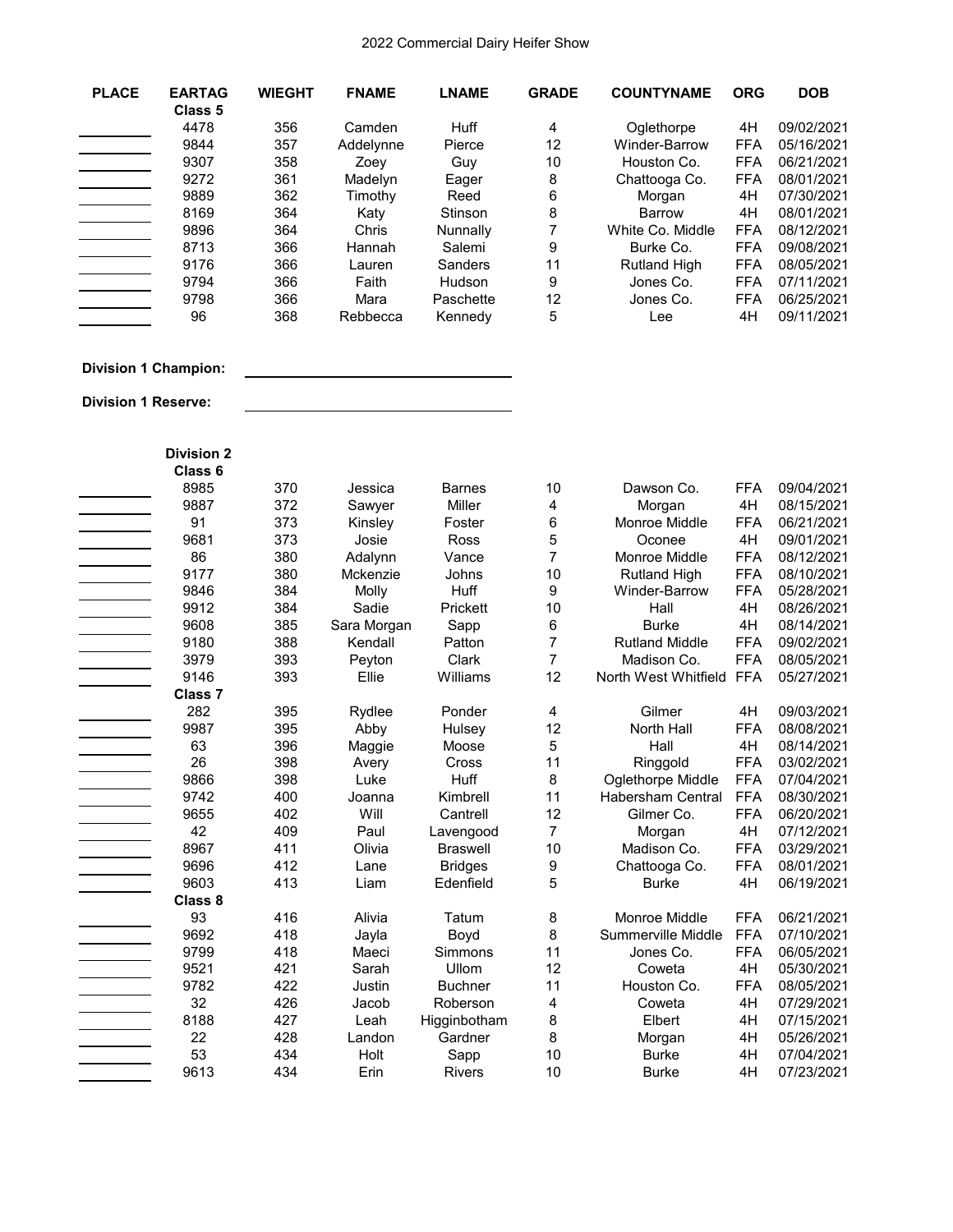2022 Commercial Dairy Heifer Show

| PLACE | EARTAG | WIEGHT | FNAME | LNAME | GRADE | COUNTYNAME | ORG | DOB |
|---|---|---|---|---|---|---|---|---|
| | **Class 5** | | | | | | | |
| | 4478 | 356 | Camden | Huff | 4 | Oglethorpe | 4H | 09/02/2021 |
| | 9844 | 357 | Addelynne | Pierce | 12 | Winder-Barrow | FFA | 05/16/2021 |
| | 9307 | 358 | Zoey | Guy | 10 | Houston Co. | FFA | 06/21/2021 |
| | 9272 | 361 | Madelyn | Eager | 8 | Chattooga Co. | FFA | 08/01/2021 |
| | 9889 | 362 | Timothy | Reed | 6 | Morgan | 4H | 07/30/2021 |
| | 8169 | 364 | Katy | Stinson | 8 | Barrow | 4H | 08/01/2021 |
| | 9896 | 364 | Chris | Nunnally | 7 | White Co. Middle | FFA | 08/12/2021 |
| | 8713 | 366 | Hannah | Salemi | 9 | Burke Co. | FFA | 09/08/2021 |
| | 9176 | 366 | Lauren | Sanders | 11 | Rutland High | FFA | 08/05/2021 |
| | 9794 | 366 | Faith | Hudson | 9 | Jones Co. | FFA | 07/11/2021 |
| | 9798 | 366 | Mara | Paschette | 12 | Jones Co. | FFA | 06/25/2021 |
| | 96 | 368 | Rebbecca | Kennedy | 5 | Lee | 4H | 09/11/2021 |

**Division 1 Champion:** ______________________

**Division 1 Reserve:** ______________________

| PLACE | EARTAG | WIEGHT | FNAME | LNAME | GRADE | COUNTYNAME | ORG | DOB |
|---|---|---|---|---|---|---|---|---|
| | **Division 2** | | | | | | | |
| | **Class 6** | | | | | | | |
| | 8985 | 370 | Jessica | Barnes | 10 | Dawson Co. | FFA | 09/04/2021 |
| | 9887 | 372 | Sawyer | Miller | 4 | Morgan | 4H | 08/15/2021 |
| | 91 | 373 | Kinsley | Foster | 6 | Monroe Middle | FFA | 06/21/2021 |
| | 9681 | 373 | Josie | Ross | 5 | Oconee | 4H | 09/01/2021 |
| | 86 | 380 | Adalynn | Vance | 7 | Monroe Middle | FFA | 08/12/2021 |
| | 9177 | 380 | Mckenzie | Johns | 10 | Rutland High | FFA | 08/10/2021 |
| | 9846 | 384 | Molly | Huff | 9 | Winder-Barrow | FFA | 05/28/2021 |
| | 9912 | 384 | Sadie | Prickett | 10 | Hall | 4H | 08/26/2021 |
| | 9608 | 385 | Sara Morgan | Sapp | 6 | Burke | 4H | 08/14/2021 |
| | 9180 | 388 | Kendall | Patton | 7 | Rutland Middle | FFA | 09/02/2021 |
| | 3979 | 393 | Peyton | Clark | 7 | Madison Co. | FFA | 08/05/2021 |
| | 9146 | 393 | Ellie | Williams | 12 | North West Whitfield | FFA | 05/27/2021 |
| | **Class 7** | | | | | | | |
| | 282 | 395 | Rydlee | Ponder | 4 | Gilmer | 4H | 09/03/2021 |
| | 9987 | 395 | Abby | Hulsey | 12 | North Hall | FFA | 08/08/2021 |
| | 63 | 396 | Maggie | Moose | 5 | Hall | 4H | 08/14/2021 |
| | 26 | 398 | Avery | Cross | 11 | Ringgold | FFA | 03/02/2021 |
| | 9866 | 398 | Luke | Huff | 8 | Oglethorpe Middle | FFA | 07/04/2021 |
| | 9742 | 400 | Joanna | Kimbrell | 11 | Habersham Central | FFA | 08/30/2021 |
| | 9655 | 402 | Will | Cantrell | 12 | Gilmer Co. | FFA | 06/20/2021 |
| | 42 | 409 | Paul | Lavengood | 7 | Morgan | 4H | 07/12/2021 |
| | 8967 | 411 | Olivia | Braswell | 10 | Madison Co. | FFA | 03/29/2021 |
| | 9696 | 412 | Lane | Bridges | 9 | Chattooga Co. | FFA | 08/01/2021 |
| | 9603 | 413 | Liam | Edenfield | 5 | Burke | 4H | 06/19/2021 |
| | **Class 8** | | | | | | | |
| | 93 | 416 | Alivia | Tatum | 8 | Monroe Middle | FFA | 06/21/2021 |
| | 9692 | 418 | Jayla | Boyd | 8 | Summerville Middle | FFA | 07/10/2021 |
| | 9799 | 418 | Maeci | Simmons | 11 | Jones Co. | FFA | 06/05/2021 |
| | 9521 | 421 | Sarah | Ullom | 12 | Coweta | 4H | 05/30/2021 |
| | 9782 | 422 | Justin | Buchner | 11 | Houston Co. | FFA | 08/05/2021 |
| | 32 | 426 | Jacob | Roberson | 4 | Coweta | 4H | 07/29/2021 |
| | 8188 | 427 | Leah | Higginbotham | 8 | Elbert | 4H | 07/15/2021 |
| | 22 | 428 | Landon | Gardner | 8 | Morgan | 4H | 05/26/2021 |
| | 53 | 434 | Holt | Sapp | 10 | Burke | 4H | 07/04/2021 |
| | 9613 | 434 | Erin | Rivers | 10 | Burke | 4H | 07/23/2021 |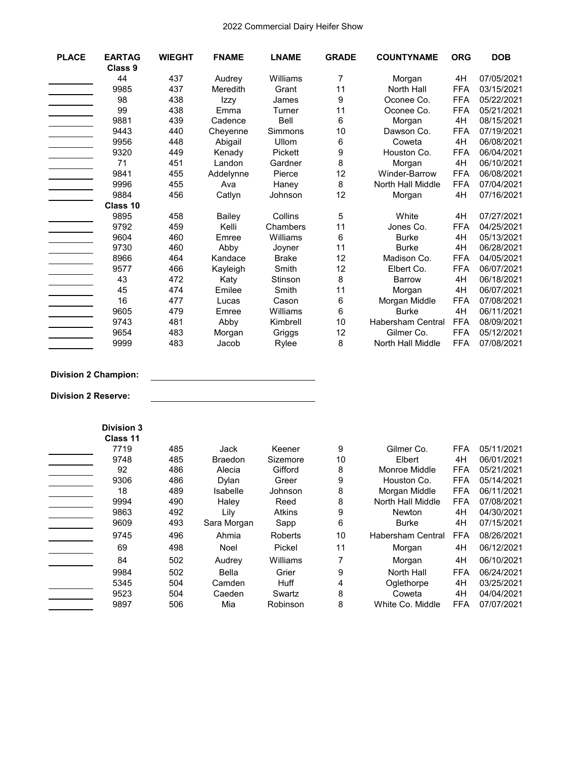2022 Commercial Dairy Heifer Show

| PLACE | EARTAG | WIEGHT | FNAME | LNAME | GRADE | COUNTYNAME | ORG | DOB |
|---|---|---|---|---|---|---|---|---|
| | **Class 9** | | | | | | | |
| | 44 | 437 | Audrey | Williams | 7 | Morgan | 4H | 07/05/2021 |
| | 9985 | 437 | Meredith | Grant | 11 | North Hall | FFA | 03/15/2021 |
| | 98 | 438 | Izzy | James | 9 | Oconee Co. | FFA | 05/22/2021 |
| | 99 | 438 | Emma | Turner | 11 | Oconee Co. | FFA | 05/21/2021 |
| | 9881 | 439 | Cadence | Bell | 6 | Morgan | 4H | 08/15/2021 |
| | 9443 | 440 | Cheyenne | Simmons | 10 | Dawson Co. | FFA | 07/19/2021 |
| | 9956 | 448 | Abigail | Ullom | 6 | Coweta | 4H | 06/08/2021 |
| | 9320 | 449 | Kenady | Pickett | 9 | Houston Co. | FFA | 06/04/2021 |
| | 71 | 451 | Landon | Gardner | 8 | Morgan | 4H | 06/10/2021 |
| | 9841 | 455 | Addelynne | Pierce | 12 | Winder-Barrow | FFA | 06/08/2021 |
| | 9996 | 455 | Ava | Haney | 8 | North Hall Middle | FFA | 07/04/2021 |
| | 9884 | 456 | Catlyn | Johnson | 12 | Morgan | 4H | 07/16/2021 |
| | **Class 10** | | | | | | | |
| | 9895 | 458 | Bailey | Collins | 5 | White | 4H | 07/27/2021 |
| | 9792 | 459 | Kelli | Chambers | 11 | Jones Co. | FFA | 04/25/2021 |
| | 9604 | 460 | Emree | Williams | 6 | Burke | 4H | 05/13/2021 |
| | 9730 | 460 | Abby | Joyner | 11 | Burke | 4H | 06/28/2021 |
| | 8966 | 464 | Kandace | Brake | 12 | Madison Co. | FFA | 04/05/2021 |
| | 9577 | 466 | Kayleigh | Smith | 12 | Elbert Co. | FFA | 06/07/2021 |
| | 43 | 472 | Katy | Stinson | 8 | Barrow | 4H | 06/18/2021 |
| | 45 | 474 | Emilee | Smith | 11 | Morgan | 4H | 06/07/2021 |
| | 16 | 477 | Lucas | Cason | 6 | Morgan Middle | FFA | 07/08/2021 |
| | 9605 | 479 | Emree | Williams | 6 | Burke | 4H | 06/11/2021 |
| | 9743 | 481 | Abby | Kimbrell | 10 | Habersham Central | FFA | 08/09/2021 |
| | 9654 | 483 | Morgan | Griggs | 12 | Gilmer Co. | FFA | 05/12/2021 |
| | 9999 | 483 | Jacob | Rylee | 8 | North Hall Middle | FFA | 07/08/2021 |

**Division 2 Champion:** ____________________

**Division 2 Reserve:** ____________________

| PLACE | EARTAG | WIEGHT | FNAME | LNAME | GRADE | COUNTYNAME | ORG | DOB |
|---|---|---|---|---|---|---|---|---|
| | **Division 3** | | | | | | | |
| | **Class 11** | | | | | | | |
| | 7719 | 485 | Jack | Keener | 9 | Gilmer Co. | FFA | 05/11/2021 |
| | 9748 | 485 | Braedon | Sizemore | 10 | Elbert | 4H | 06/01/2021 |
| | 92 | 486 | Alecia | Gifford | 8 | Monroe Middle | FFA | 05/21/2021 |
| | 9306 | 486 | Dylan | Greer | 9 | Houston Co. | FFA | 05/14/2021 |
| | 18 | 489 | Isabelle | Johnson | 8 | Morgan Middle | FFA | 06/11/2021 |
| | 9994 | 490 | Haley | Reed | 8 | North Hall Middle | FFA | 07/08/2021 |
| | 9863 | 492 | Lily | Atkins | 9 | Newton | 4H | 04/30/2021 |
| | 9609 | 493 | Sara Morgan | Sapp | 6 | Burke | 4H | 07/15/2021 |
| | 9745 | 496 | Ahmia | Roberts | 10 | Habersham Central | FFA | 08/26/2021 |
| | 69 | 498 | Noel | Pickel | 11 | Morgan | 4H | 06/12/2021 |
| | 84 | 502 | Audrey | Williams | 7 | Morgan | 4H | 06/10/2021 |
| | 9984 | 502 | Bella | Grier | 9 | North Hall | FFA | 06/24/2021 |
| | 5345 | 504 | Camden | Huff | 4 | Oglethorpe | 4H | 03/25/2021 |
| | 9523 | 504 | Caeden | Swartz | 8 | Coweta | 4H | 04/04/2021 |
| | 9897 | 506 | Mia | Robinson | 8 | White Co. Middle | FFA | 07/07/2021 |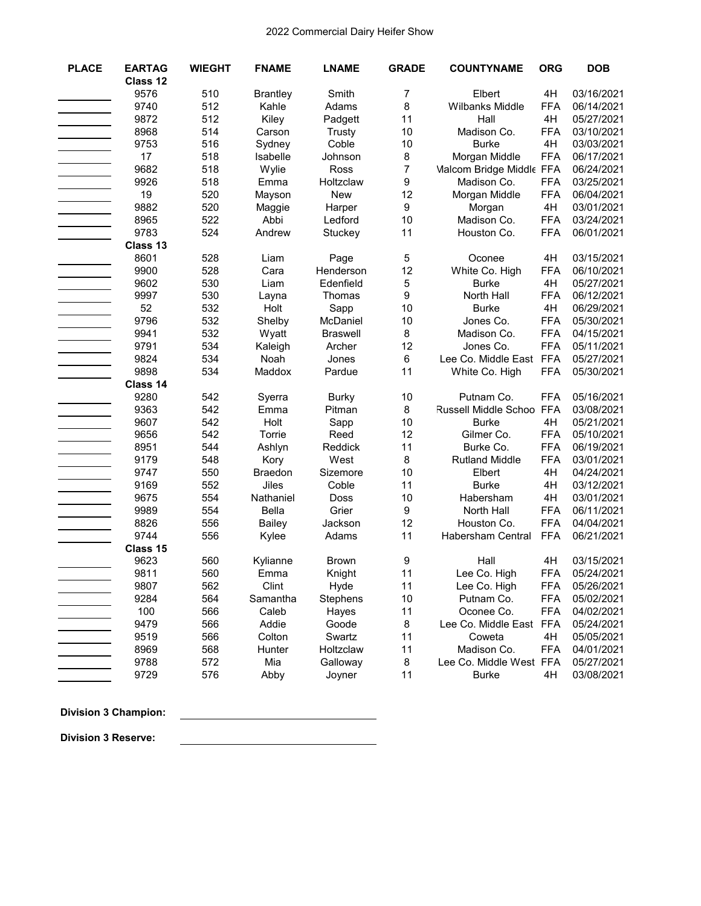2022 Commercial Dairy Heifer Show

| PLACE | EARTAG | WIEGHT | FNAME | LNAME | GRADE | COUNTYNAME | ORG | DOB |
|---|---|---|---|---|---|---|---|---|
| | **Class 12** | | | | | | | |
| | 9576 | 510 | Brantley | Smith | 7 | Elbert | 4H | 03/16/2021 |
| | 9740 | 512 | Kahle | Adams | 8 | Wilbanks Middle | FFA | 06/14/2021 |
| | 9872 | 512 | Kiley | Padgett | 11 | Hall | 4H | 05/27/2021 |
| | 8968 | 514 | Carson | Trusty | 10 | Madison Co. | FFA | 03/10/2021 |
| | 9753 | 516 | Sydney | Coble | 10 | Burke | 4H | 03/03/2021 |
| | 17 | 518 | Isabelle | Johnson | 8 | Morgan Middle | FFA | 06/17/2021 |
| | 9682 | 518 | Wylie | Ross | 7 | Malcom Bridge Middle | FFA | 06/24/2021 |
| | 9926 | 518 | Emma | Holtzclaw | 9 | Madison Co. | FFA | 03/25/2021 |
| | 19 | 520 | Mayson | New | 12 | Morgan Middle | FFA | 06/04/2021 |
| | 9882 | 520 | Maggie | Harper | 9 | Morgan | 4H | 03/01/2021 |
| | 8965 | 522 | Abbi | Ledford | 10 | Madison Co. | FFA | 03/24/2021 |
| | 9783 | 524 | Andrew | Stuckey | 11 | Houston Co. | FFA | 06/01/2021 |
| | **Class 13** | | | | | | | |
| | 8601 | 528 | Liam | Page | 5 | Oconee | 4H | 03/15/2021 |
| | 9900 | 528 | Cara | Henderson | 12 | White Co. High | FFA | 06/10/2021 |
| | 9602 | 530 | Liam | Edenfield | 5 | Burke | 4H | 05/27/2021 |
| | 9997 | 530 | Layna | Thomas | 9 | North Hall | FFA | 06/12/2021 |
| | 52 | 532 | Holt | Sapp | 10 | Burke | 4H | 06/29/2021 |
| | 9796 | 532 | Shelby | McDaniel | 10 | Jones Co. | FFA | 05/30/2021 |
| | 9941 | 532 | Wyatt | Braswell | 8 | Madison Co. | FFA | 04/15/2021 |
| | 9791 | 534 | Kaleigh | Archer | 12 | Jones Co. | FFA | 05/11/2021 |
| | 9824 | 534 | Noah | Jones | 6 | Lee Co. Middle East | FFA | 05/27/2021 |
| | 9898 | 534 | Maddox | Pardue | 11 | White Co. High | FFA | 05/30/2021 |
| | **Class 14** | | | | | | | |
| | 9280 | 542 | Syerra | Burky | 10 | Putnam Co. | FFA | 05/16/2021 |
| | 9363 | 542 | Emma | Pitman | 8 | Russell Middle Schoo | FFA | 03/08/2021 |
| | 9607 | 542 | Holt | Sapp | 10 | Burke | 4H | 05/21/2021 |
| | 9656 | 542 | Torrie | Reed | 12 | Gilmer Co. | FFA | 05/10/2021 |
| | 8951 | 544 | Ashlyn | Reddick | 11 | Burke Co. | FFA | 06/19/2021 |
| | 9179 | 548 | Kory | West | 8 | Rutland Middle | FFA | 03/01/2021 |
| | 9747 | 550 | Braedon | Sizemore | 10 | Elbert | 4H | 04/24/2021 |
| | 9169 | 552 | Jiles | Coble | 11 | Burke | 4H | 03/12/2021 |
| | 9675 | 554 | Nathaniel | Doss | 10 | Habersham | 4H | 03/01/2021 |
| | 9989 | 554 | Bella | Grier | 9 | North Hall | FFA | 06/11/2021 |
| | 8826 | 556 | Bailey | Jackson | 12 | Houston Co. | FFA | 04/04/2021 |
| | 9744 | 556 | Kylee | Adams | 11 | Habersham Central | FFA | 06/21/2021 |
| | **Class 15** | | | | | | | |
| | 9623 | 560 | Kylianne | Brown | 9 | Hall | 4H | 03/15/2021 |
| | 9811 | 560 | Emma | Knight | 11 | Lee Co. High | FFA | 05/24/2021 |
| | 9807 | 562 | Clint | Hyde | 11 | Lee Co. High | FFA | 05/26/2021 |
| | 9284 | 564 | Samantha | Stephens | 10 | Putnam Co. | FFA | 05/02/2021 |
| | 100 | 566 | Caleb | Hayes | 11 | Oconee Co. | FFA | 04/02/2021 |
| | 9479 | 566 | Addie | Goode | 8 | Lee Co. Middle East | FFA | 05/24/2021 |
| | 9519 | 566 | Colton | Swartz | 11 | Coweta | 4H | 05/05/2021 |
| | 8969 | 568 | Hunter | Holtzclaw | 11 | Madison Co. | FFA | 04/01/2021 |
| | 9788 | 572 | Mia | Galloway | 8 | Lee Co. Middle West | FFA | 05/27/2021 |
| | 9729 | 576 | Abby | Joyner | 11 | Burke | 4H | 03/08/2021 |

**Division 3 Champion:** ______________________

**Division 3 Reserve:** ______________________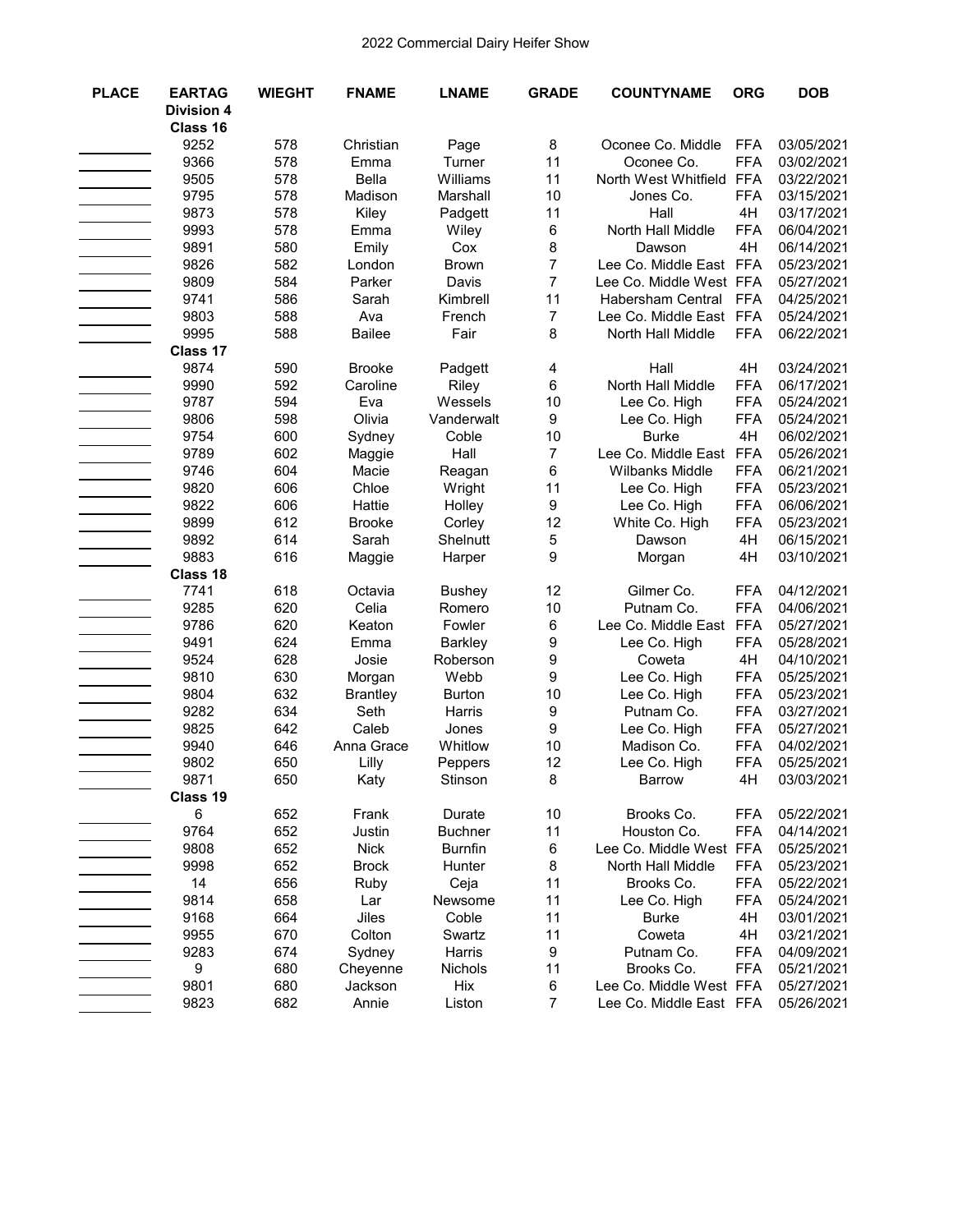2022 Commercial Dairy Heifer Show

| PLACE | EARTAG | WIEGHT | FNAME | LNAME | GRADE | COUNTYNAME | ORG | DOB |
|---|---|---|---|---|---|---|---|---|
| | **Division 4** | | | | | | | |
| | **Class 16** | | | | | | | |
| | 9252 | 578 | Christian | Page | 8 | Oconee Co. Middle | FFA | 03/05/2021 |
| | 9366 | 578 | Emma | Turner | 11 | Oconee Co. | FFA | 03/02/2021 |
| | 9505 | 578 | Bella | Williams | 11 | North West Whitfield | FFA | 03/22/2021 |
| | 9795 | 578 | Madison | Marshall | 10 | Jones Co. | FFA | 03/15/2021 |
| | 9873 | 578 | Kiley | Padgett | 11 | Hall | 4H | 03/17/2021 |
| | 9993 | 578 | Emma | Wiley | 6 | North Hall Middle | FFA | 06/04/2021 |
| | 9891 | 580 | Emily | Cox | 8 | Dawson | 4H | 06/14/2021 |
| | 9826 | 582 | London | Brown | 7 | Lee Co. Middle East | FFA | 05/23/2021 |
| | 9809 | 584 | Parker | Davis | 7 | Lee Co. Middle West | FFA | 05/27/2021 |
| | 9741 | 586 | Sarah | Kimbrell | 11 | Habersham Central | FFA | 04/25/2021 |
| | 9803 | 588 | Ava | French | 7 | Lee Co. Middle East | FFA | 05/24/2021 |
| | 9995 | 588 | Bailee | Fair | 8 | North Hall Middle | FFA | 06/22/2021 |
| | **Class 17** | | | | | | | |
| | 9874 | 590 | Brooke | Padgett | 4 | Hall | 4H | 03/24/2021 |
| | 9990 | 592 | Caroline | Riley | 6 | North Hall Middle | FFA | 06/17/2021 |
| | 9787 | 594 | Eva | Wessels | 10 | Lee Co. High | FFA | 05/24/2021 |
| | 9806 | 598 | Olivia | Vanderwalt | 9 | Lee Co. High | FFA | 05/24/2021 |
| | 9754 | 600 | Sydney | Coble | 10 | Burke | 4H | 06/02/2021 |
| | 9789 | 602 | Maggie | Hall | 7 | Lee Co. Middle East | FFA | 05/26/2021 |
| | 9746 | 604 | Macie | Reagan | 6 | Wilbanks Middle | FFA | 06/21/2021 |
| | 9820 | 606 | Chloe | Wright | 11 | Lee Co. High | FFA | 05/23/2021 |
| | 9822 | 606 | Hattie | Holley | 9 | Lee Co. High | FFA | 06/06/2021 |
| | 9899 | 612 | Brooke | Corley | 12 | White Co. High | FFA | 05/23/2021 |
| | 9892 | 614 | Sarah | Shelnutt | 5 | Dawson | 4H | 06/15/2021 |
| | 9883 | 616 | Maggie | Harper | 9 | Morgan | 4H | 03/10/2021 |
| | **Class 18** | | | | | | | |
| | 7741 | 618 | Octavia | Bushey | 12 | Gilmer Co. | FFA | 04/12/2021 |
| | 9285 | 620 | Celia | Romero | 10 | Putnam Co. | FFA | 04/06/2021 |
| | 9786 | 620 | Keaton | Fowler | 6 | Lee Co. Middle East | FFA | 05/27/2021 |
| | 9491 | 624 | Emma | Barkley | 9 | Lee Co. High | FFA | 05/28/2021 |
| | 9524 | 628 | Josie | Roberson | 9 | Coweta | 4H | 04/10/2021 |
| | 9810 | 630 | Morgan | Webb | 9 | Lee Co. High | FFA | 05/25/2021 |
| | 9804 | 632 | Brantley | Burton | 10 | Lee Co. High | FFA | 05/23/2021 |
| | 9282 | 634 | Seth | Harris | 9 | Putnam Co. | FFA | 03/27/2021 |
| | 9825 | 642 | Caleb | Jones | 9 | Lee Co. High | FFA | 05/27/2021 |
| | 9940 | 646 | Anna Grace | Whitlow | 10 | Madison Co. | FFA | 04/02/2021 |
| | 9802 | 650 | Lilly | Peppers | 12 | Lee Co. High | FFA | 05/25/2021 |
| | 9871 | 650 | Katy | Stinson | 8 | Barrow | 4H | 03/03/2021 |
| | **Class 19** | | | | | | | |
| | 6 | 652 | Frank | Durate | 10 | Brooks Co. | FFA | 05/22/2021 |
| | 9764 | 652 | Justin | Buchner | 11 | Houston Co. | FFA | 04/14/2021 |
| | 9808 | 652 | Nick | Burnfin | 6 | Lee Co. Middle West | FFA | 05/25/2021 |
| | 9998 | 652 | Brock | Hunter | 8 | North Hall Middle | FFA | 05/23/2021 |
| | 14 | 656 | Ruby | Ceja | 11 | Brooks Co. | FFA | 05/22/2021 |
| | 9814 | 658 | Lar | Newsome | 11 | Lee Co. High | FFA | 05/24/2021 |
| | 9168 | 664 | Jiles | Coble | 11 | Burke | 4H | 03/01/2021 |
| | 9955 | 670 | Colton | Swartz | 11 | Coweta | 4H | 03/21/2021 |
| | 9283 | 674 | Sydney | Harris | 9 | Putnam Co. | FFA | 04/09/2021 |
| | 9 | 680 | Cheyenne | Nichols | 11 | Brooks Co. | FFA | 05/21/2021 |
| | 9801 | 680 | Jackson | Hix | 6 | Lee Co. Middle West | FFA | 05/27/2021 |
| | 9823 | 682 | Annie | Liston | 7 | Lee Co. Middle East | FFA | 05/26/2021 |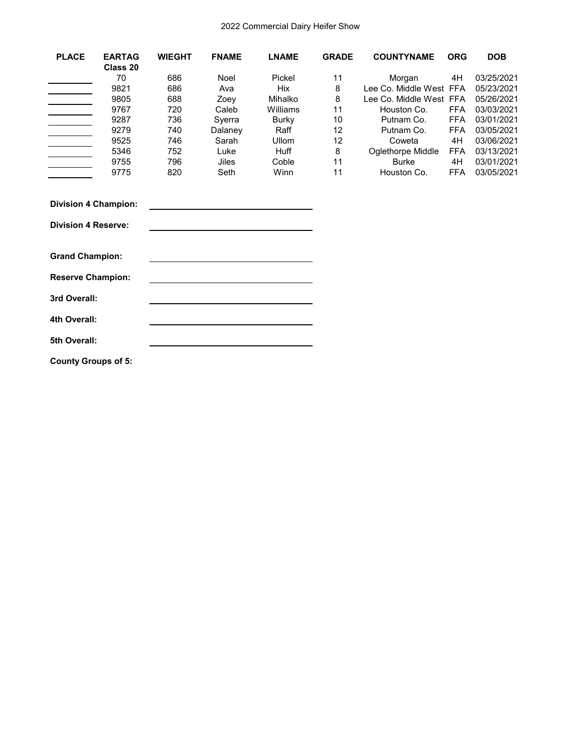2022 Commercial Dairy Heifer Show

| PLACE | EARTAG | WIEGHT | FNAME | LNAME | GRADE | COUNTYNAME | ORG | DOB |
|---|---|---|---|---|---|---|---|---|
| | Class 20 | | | | | | | |
| | 70 | 686 | Noel | Pickel | 11 | Morgan | 4H | 03/25/2021 |
| | 9821 | 686 | Ava | Hix | 8 | Lee Co. Middle West | FFA | 05/23/2021 |
| | 9805 | 688 | Zoey | Mihalko | 8 | Lee Co. Middle West | FFA | 05/26/2021 |
| | 9767 | 720 | Caleb | Williams | 11 | Houston Co. | FFA | 03/03/2021 |
| | 9287 | 736 | Syerra | Burky | 10 | Putnam Co. | FFA | 03/01/2021 |
| | 9279 | 740 | Dalaney | Raff | 12 | Putnam Co. | FFA | 03/05/2021 |
| | 9525 | 746 | Sarah | Ullom | 12 | Coweta | 4H | 03/06/2021 |
| | 5346 | 752 | Luke | Huff | 8 | Oglethorpe Middle | FFA | 03/13/2021 |
| | 9755 | 796 | Jiles | Coble | 11 | Burke | 4H | 03/01/2021 |
| | 9775 | 820 | Seth | Winn | 11 | Houston Co. | FFA | 03/05/2021 |

**Division 4 Champion:** ______________________

**Division 4 Reserve:** ______________________

**Grand Champion:** ______________________

**Reserve Champion:** ______________________

**3rd Overall:** ______________________

**4th Overall:** ______________________

**5th Overall:** ______________________

**County Groups of 5:**